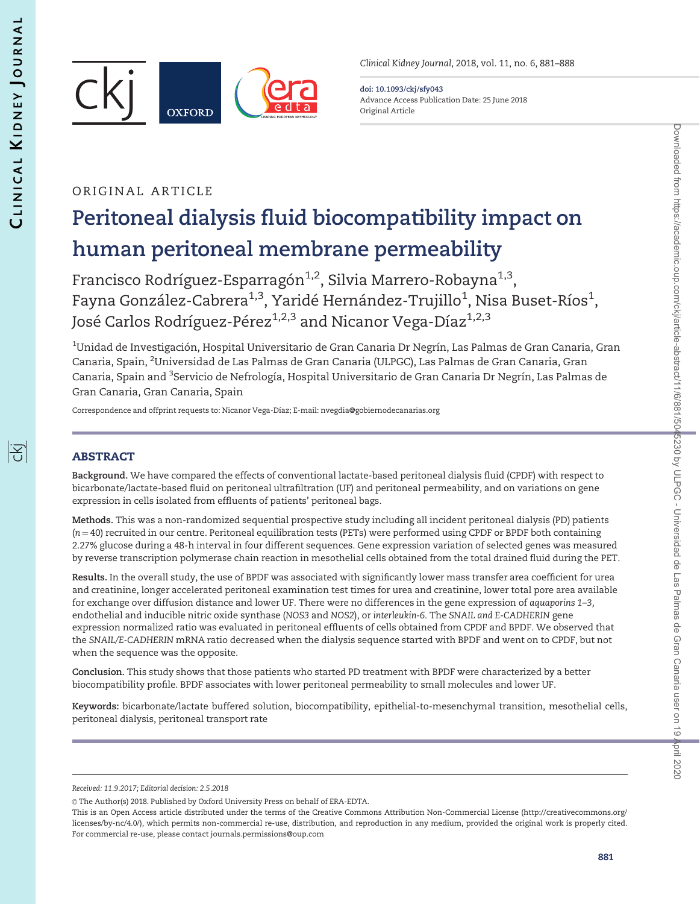ORIGINAL ARTICLE

# Peritoneal dialysis fluid biocompatibility impact on human peritoneal membrane permeability

Francisco Rodríguez-Esparragón[1,2], Silvia Marrero-Robayna[1,3], Fayna González-Cabrera[1,3], Yaridé Hernández-Trujillo[1], Nisa Buset-Ríos[1], José Carlos Rodríguez-Pérez[1,2,3] and Nicanor Vega-Díaz[1,2,3]

[1]Unidad de Investigación, Hospital Universitario de Gran Canaria Dr Negrín, Las Palmas de Gran Canaria, Gran Canaria, Spain, [2]Universidad de Las Palmas de Gran Canaria (ULPGC), Las Palmas de Gran Canaria, Gran Canaria, Spain and [3]Servicio de Nefrología, Hospital Universitario de Gran Canaria Dr Negrín, Las Palmas de Gran Canaria, Gran Canaria, Spain

Correspondence and offprint requests to: Nicanor Vega-Díaz; E-mail: nvegdia@gobiernodecanarias.org

## ABSTRACT

**Background.** We have compared the effects of conventional lactate-based peritoneal dialysis fluid (CPDF) with respect to bicarbonate/lactate-based fluid on peritoneal ultrafiltration (UF) and peritoneal permeability, and on variations on gene expression in cells isolated from effluents of patients' peritoneal bags.

**Methods.** This was a non-randomized sequential prospective study including all incident peritoneal dialysis (PD) patients ($n = 40$) recruited in our centre. Peritoneal equilibration tests (PETs) were performed using CPDF or BPDF both containing 2.27% glucose during a 48-h interval in four different sequences. Gene expression variation of selected genes was measured by reverse transcription polymerase chain reaction in mesothelial cells obtained from the total drained fluid during the PET.

**Results.** In the overall study, the use of BPDF was associated with significantly lower mass transfer area coefficient for urea and creatinine, longer accelerated peritoneal examination test times for urea and creatinine, lower total pore area available for exchange over diffusion distance and lower UF. There were no differences in the gene expression of *aquaporins 1–3,* endothelial and inducible nitric oxide synthase (*NOS3* and *NOS2*), or *interleukin-6*. The *SNAIL and E-CADHERIN* gene expression normalized ratio was evaluated in peritoneal effluents of cells obtained from CPDF and BPDF. We observed that the *SNAIL/E-CADHERIN* mRNA ratio decreased when the dialysis sequence started with BPDF and went on to CPDF, but not when the sequence was the opposite.

**Conclusion.** This study shows that those patients who started PD treatment with BPDF were characterized by a better biocompatibility profile. BPDF associates with lower peritoneal permeability to small molecules and lower UF.

**Keywords:** bicarbonate/lactate buffered solution, biocompatibility, epithelial-to-mesenchymal transition, mesothelial cells, peritoneal dialysis, peritoneal transport rate

---

*Received: 11.9.2017; Editorial decision: 2.5.2018*

© The Author(s) 2018. Published by Oxford University Press on behalf of ERA-EDTA.

This is an Open Access article distributed under the terms of the Creative Commons Attribution Non-Commercial License (http://creativecommons.org/licenses/by-nc/4.0/), which permits non-commercial re-use, distribution, and reproduction in any medium, provided the original work is properly cited. For commercial re-use, please contact journals.permissions@oup.com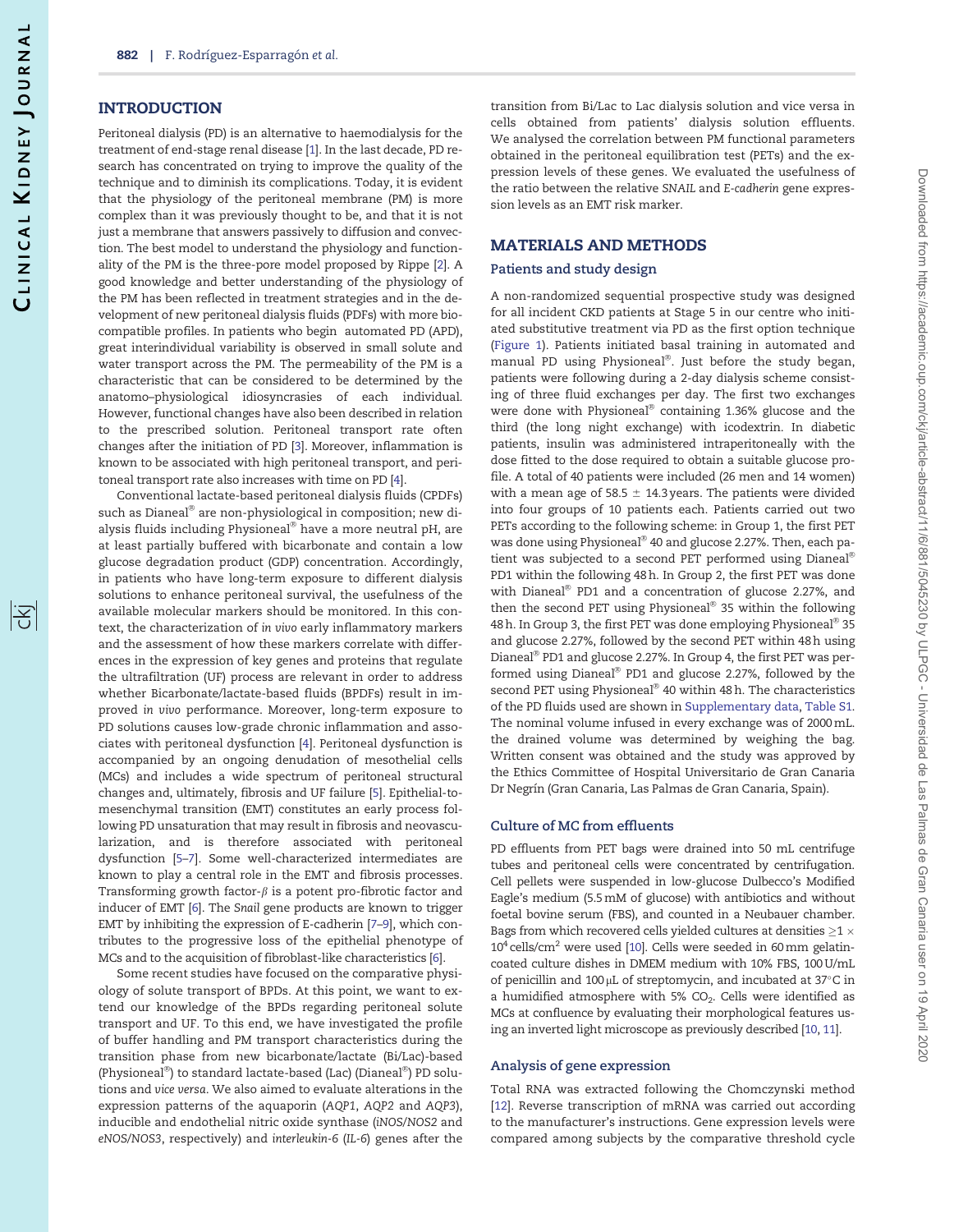## INTRODUCTION

Peritoneal dialysis (PD) is an alternative to haemodialysis for the treatment of end-stage renal disease [1]. In the last decade, PD research has concentrated on trying to improve the quality of the technique and to diminish its complications. Today, it is evident that the physiology of the peritoneal membrane (PM) is more complex than it was previously thought to be, and that it is not just a membrane that answers passively to diffusion and convection. The best model to understand the physiology and functionality of the PM is the three-pore model proposed by Rippe [2]. A good knowledge and better understanding of the physiology of the PM has been reflected in treatment strategies and in the development of new peritoneal dialysis fluids (PDFs) with more biocompatible profiles. In patients who begin automated PD (APD), great interindividual variability is observed in small solute and water transport across the PM. The permeability of the PM is a characteristic that can be considered to be determined by the anatomo–physiological idiosyncrasies of each individual. However, functional changes have also been described in relation to the prescribed solution. Peritoneal transport rate often changes after the initiation of PD [3]. Moreover, inflammation is known to be associated with high peritoneal transport, and peritoneal transport rate also increases with time on PD [4].

Conventional lactate-based peritoneal dialysis fluids (CPDFs) such as Dianeal® are non-physiological in composition; new dialysis fluids including Physioneal® have a more neutral pH, are at least partially buffered with bicarbonate and contain a low glucose degradation product (GDP) concentration. Accordingly, in patients who have long-term exposure to different dialysis solutions to enhance peritoneal survival, the usefulness of the available molecular markers should be monitored. In this context, the characterization of *in vivo* early inflammatory markers and the assessment of how these markers correlate with differences in the expression of key genes and proteins that regulate the ultrafiltration (UF) process are relevant in order to address whether Bicarbonate/lactate-based fluids (BPDFs) result in improved *in vivo* performance. Moreover, long-term exposure to PD solutions causes low-grade chronic inflammation and associates with peritoneal dysfunction [4]. Peritoneal dysfunction is accompanied by an ongoing denudation of mesothelial cells (MCs) and includes a wide spectrum of peritoneal structural changes and, ultimately, fibrosis and UF failure [5]. Epithelial-to-mesenchymal transition (EMT) constitutes an early process following PD unsaturation that may result in fibrosis and neovascularization, and is therefore associated with peritoneal dysfunction [5–7]. Some well-characterized intermediates are known to play a central role in the EMT and fibrosis processes. Transforming growth factor-$\beta$ is a potent pro-fibrotic factor and inducer of EMT [6]. The *Snail* gene products are known to trigger EMT by inhibiting the expression of E-cadherin [7–9], which contributes to the progressive loss of the epithelial phenotype of MCs and to the acquisition of fibroblast-like characteristics [6].

Some recent studies have focused on the comparative physiology of solute transport of BPDs. At this point, we want to extend our knowledge of the BPDs regarding peritoneal solute transport and UF. To this end, we have investigated the profile of buffer handling and PM transport characteristics during the transition phase from new bicarbonate/lactate (Bi/Lac)-based (Physioneal®) to standard lactate-based (Lac) (Dianeal®) PD solutions and *vice versa*. We also aimed to evaluate alterations in the expression patterns of the aquaporin (*AQP1*, *AQP2* and *AQP3*), inducible and endothelial nitric oxide synthase (*iNOS/NOS2* and *eNOS/NOS3*, respectively) and *interleukin-6* (*IL-6*) genes after the transition from Bi/Lac to Lac dialysis solution and vice versa in cells obtained from patients' dialysis solution effluents. We analysed the correlation between PM functional parameters obtained in the peritoneal equilibration test (PETs) and the expression levels of these genes. We evaluated the usefulness of the ratio between the relative *SNAIL* and *E-cadherin* gene expression levels as an EMT risk marker.

## MATERIALS AND METHODS

### Patients and study design

A non-randomized sequential prospective study was designed for all incident CKD patients at Stage 5 in our centre who initiated substitutive treatment via PD as the first option technique (Figure 1). Patients initiated basal training in automated and manual PD using Physioneal®. Just before the study began, patients were following during a 2-day dialysis scheme consisting of three fluid exchanges per day. The first two exchanges were done with Physioneal® containing 1.36% glucose and the third (the long night exchange) with icodextrin. In diabetic patients, insulin was administered intraperitoneally with the dose fitted to the dose required to obtain a suitable glucose profile. A total of 40 patients were included (26 men and 14 women) with a mean age of 58.5 ± 14.3 years. The patients were divided into four groups of 10 patients each. Patients carried out two PETs according to the following scheme: in Group 1, the first PET was done using Physioneal® 40 and glucose 2.27%. Then, each patient was subjected to a second PET performed using Dianeal® PD1 within the following 48 h. In Group 2, the first PET was done with Dianeal® PD1 and a concentration of glucose 2.27%, and then the second PET using Physioneal® 35 within the following 48 h. In Group 3, the first PET was done employing Physioneal® 35 and glucose 2.27%, followed by the second PET within 48 h using Dianeal® PD1 and glucose 2.27%. In Group 4, the first PET was performed using Dianeal® PD1 and glucose 2.27%, followed by the second PET using Physioneal® 40 within 48 h. The characteristics of the PD fluids used are shown in Supplementary data, Table S1. The nominal volume infused in every exchange was of 2000 mL. the drained volume was determined by weighing the bag. Written consent was obtained and the study was approved by the Ethics Committee of Hospital Universitario de Gran Canaria Dr Negrín (Gran Canaria, Las Palmas de Gran Canaria, Spain).

### Culture of MC from effluents

PD effluents from PET bags were drained into 50 mL centrifuge tubes and peritoneal cells were concentrated by centrifugation. Cell pellets were suspended in low-glucose Dulbecco's Modified Eagle's medium (5.5 mM of glucose) with antibiotics and without foetal bovine serum (FBS), and counted in a Neubauer chamber. Bags from which recovered cells yielded cultures at densities $\geq 1 \times 10^4$ cells/cm$^2$ were used [10]. Cells were seeded in 60 mm gelatin-coated culture dishes in DMEM medium with 10% FBS, 100 U/mL of penicillin and 100 µL of streptomycin, and incubated at 37°C in a humidified atmosphere with 5% $CO_2$. Cells were identified as MCs at confluence by evaluating their morphological features using an inverted light microscope as previously described [10, 11].

### Analysis of gene expression

Total RNA was extracted following the Chomczynski method [12]. Reverse transcription of mRNA was carried out according to the manufacturer's instructions. Gene expression levels were compared among subjects by the comparative threshold cycle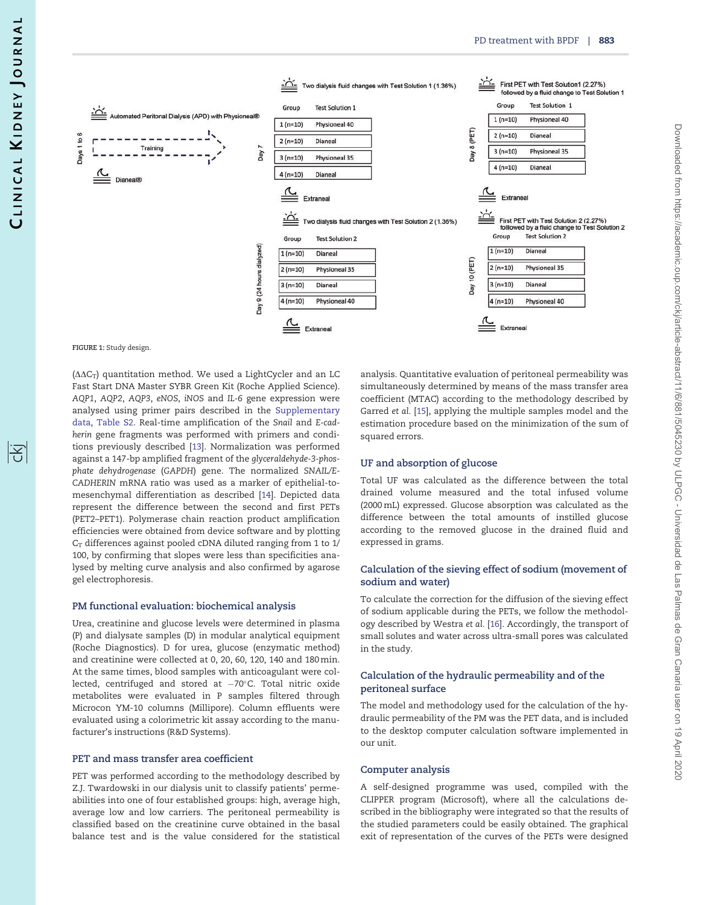FIGURE 1: Study design.

($\Delta\Delta C_T$) quantitation method. We used a LightCycler and an LC Fast Start DNA Master SYBR Green Kit (Roche Applied Science). *AQP1*, *AQP2*, *AQP3*, *eNOS*, *iNOS* and *IL-6* gene expression were analysed using primer pairs described in the Supplementary data, Table S2. Real-time amplification of the *Snail* and *E-cadherin* gene fragments was performed with primers and conditions previously described [13]. Normalization was performed against a 147-bp amplified fragment of the *glyceraldehyde-3-phosphate dehydrogenase* (*GAPDH*) gene. The normalized *SNAIL/E-CADHERIN* mRNA ratio was used as a marker of epithelial-to-mesenchymal differentiation as described [14]. Depicted data represent the difference between the second and first PETs (PET2–PET1). Polymerase chain reaction product amplification efficiencies were obtained from device software and by plotting $C_T$ differences against pooled cDNA diluted ranging from 1 to 1/100, by confirming that slopes were less than specificities analysed by melting curve analysis and also confirmed by agarose gel electrophoresis.

## PM functional evaluation: biochemical analysis

Urea, creatinine and glucose levels were determined in plasma (P) and dialysate samples (D) in modular analytical equipment (Roche Diagnostics). D for urea, glucose (enzymatic method) and creatinine were collected at 0, 20, 60, 120, 140 and 180 min. At the same times, blood samples with anticoagulant were collected, centrifuged and stored at −70°C. Total nitric oxide metabolites were evaluated in P samples filtered through Microcon YM-10 columns (Millipore). Column effluents were evaluated using a colorimetric kit assay according to the manufacturer's instructions (R&D Systems).

## PET and mass transfer area coefficient

PET was performed according to the methodology described by Z.J. Twardowski in our dialysis unit to classify patients' permeabilities into one of four established groups: high, average high, average low and low carriers. The peritoneal permeability is classified based on the creatinine curve obtained in the basal balance test and is the value considered for the statistical analysis. Quantitative evaluation of peritoneal permeability was simultaneously determined by means of the mass transfer area coefficient (MTAC) according to the methodology described by Garred *et al.* [15], applying the multiple samples model and the estimation procedure based on the minimization of the sum of squared errors.

## UF and absorption of glucose

Total UF was calculated as the difference between the total drained volume measured and the total infused volume (2000 mL) expressed. Glucose absorption was calculated as the difference between the total amounts of instilled glucose according to the removed glucose in the drained fluid and expressed in grams.

## Calculation of the sieving effect of sodium (movement of sodium and water)

To calculate the correction for the diffusion of the sieving effect of sodium applicable during the PETs, we follow the methodology described by Westra *et al.* [16]. Accordingly, the transport of small solutes and water across ultra-small pores was calculated in the study.

## Calculation of the hydraulic permeability and of the peritoneal surface

The model and methodology used for the calculation of the hydraulic permeability of the PM was the PET data, and is included to the desktop computer calculation software implemented in our unit.

## Computer analysis

A self-designed programme was used, compiled with the CLIPPER program (Microsoft), where all the calculations described in the bibliography were integrated so that the results of the studied parameters could be easily obtained. The graphical exit of representation of the curves of the PETs were designed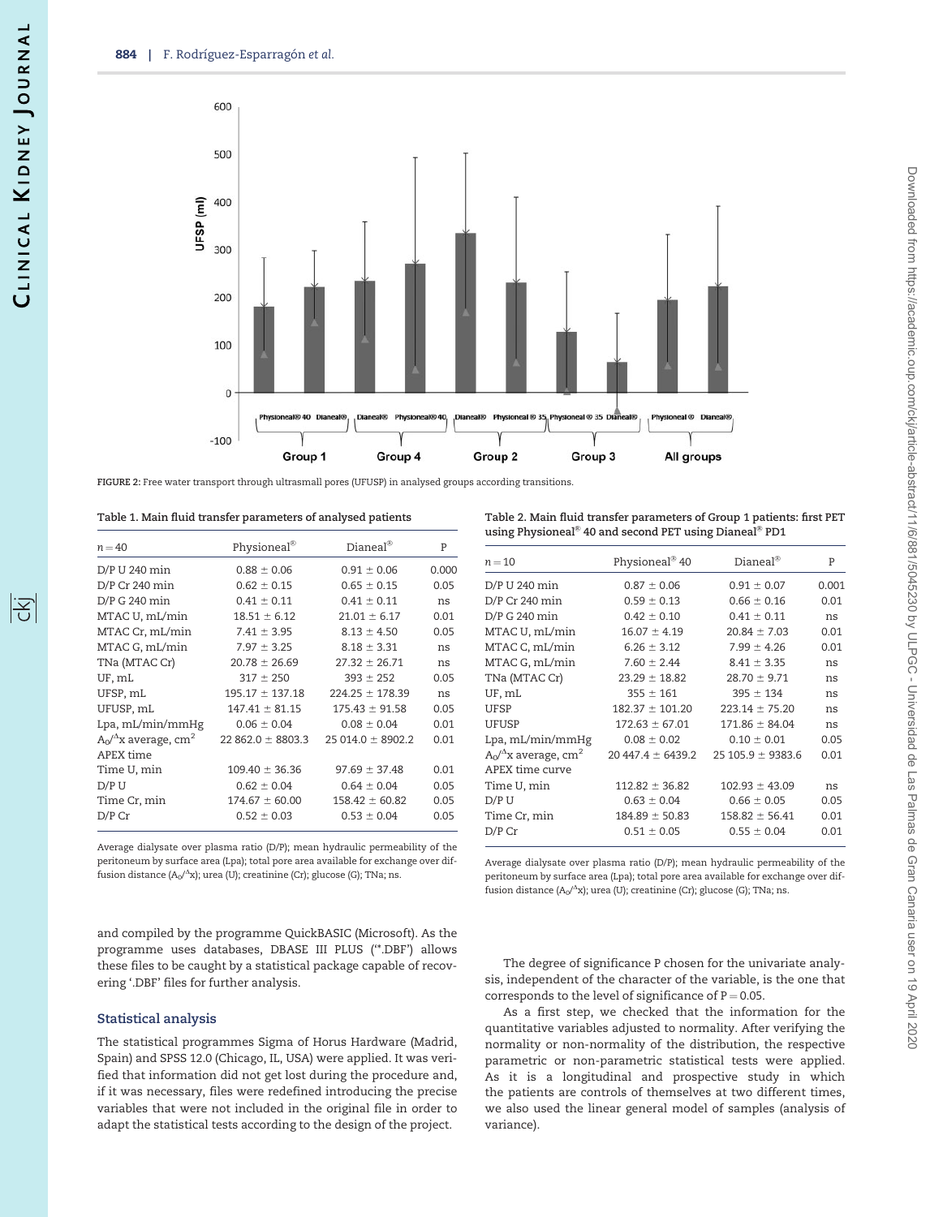FIGURE 2: Free water transport through ultrasmall pores (UFUSP) in analysed groups according transitions.

Table 1. Main fluid transfer parameters of analysed patients

| $n = 40$ | Physioneal® | Dianeal® | P |
|---|---|---|---|
| D/P U 240 min | 0.88 ± 0.06 | 0.91 ± 0.06 | 0.000 |
| D/P Cr 240 min | 0.62 ± 0.15 | 0.65 ± 0.15 | 0.05 |
| D/P G 240 min | 0.41 ± 0.11 | 0.41 ± 0.11 | ns |
| MTAC U, mL/min | 18.51 ± 6.12 | 21.01 ± 6.17 | 0.01 |
| MTAC Cr, mL/min | 7.41 ± 3.95 | 8.13 ± 4.50 | 0.05 |
| MTAC G, mL/min | 7.97 ± 3.25 | 8.18 ± 3.31 | ns |
| TNa (MTAC Cr) | 20.78 ± 26.69 | 27.32 ± 26.71 | ns |
| UF, mL | 317 ± 250 | 393 ± 252 | 0.05 |
| UFSP, mL | 195.17 ± 137.18 | 224.25 ± 178.39 | ns |
| UFUSP, mL | 147.41 ± 81.15 | 175.43 ± 91.58 | 0.05 |
| Lpa, mL/min/mmHg | 0.06 ± 0.04 | 0.08 ± 0.04 | 0.01 |
| $A_0/^{\Delta}x$ average, $cm^2$ | 22 862.0 ± 8803.3 | 25 014.0 ± 8902.2 | 0.01 |
| APEX time | | | |
| Time U, min | 109.40 ± 36.36 | 97.69 ± 37.48 | 0.01 |
| D/P U | 0.62 ± 0.04 | 0.64 ± 0.04 | 0.05 |
| Time Cr, min | 174.67 ± 60.00 | 158.42 ± 60.82 | 0.05 |
| D/P Cr | 0.52 ± 0.03 | 0.53 ± 0.04 | 0.05 |

Average dialysate over plasma ratio (D/P); mean hydraulic permeability of the peritoneum by surface area (Lpa); total pore area available for exchange over diffusion distance ($A_0/^{\Delta}x$); urea (U); creatinine (Cr); glucose (G); TNa; ns.

Table 2. Main fluid transfer parameters of Group 1 patients: first PET using Physioneal® 40 and second PET using Dianeal® PD1

| $n = 10$ | Physioneal® 40 | Dianeal® | P |
|---|---|---|---|
| D/P U 240 min | 0.87 ± 0.06 | 0.91 ± 0.07 | 0.001 |
| D/P Cr 240 min | 0.59 ± 0.13 | 0.66 ± 0.16 | 0.01 |
| D/P G 240 min | 0.42 ± 0.10 | 0.41 ± 0.11 | ns |
| MTAC U, mL/min | 16.07 ± 4.19 | 20.84 ± 7.03 | 0.01 |
| MTAC C, mL/min | 6.26 ± 3.12 | 7.99 ± 4.26 | 0.01 |
| MTAC G, mL/min | 7.60 ± 2.44 | 8.41 ± 3.35 | ns |
| TNa (MTAC Cr) | 23.29 ± 18.82 | 28.70 ± 9.71 | ns |
| UF, mL | 355 ± 161 | 395 ± 134 | ns |
| UFSP | 182.37 ± 101.20 | 223.14 ± 75.20 | ns |
| UFUSP | 172.63 ± 67.01 | 171.86 ± 84.04 | ns |
| Lpa, mL/min/mmHg | 0.08 ± 0.02 | 0.10 ± 0.01 | 0.05 |
| $A_0/^{\Delta}x$ average, $cm^2$ | 20 447.4 ± 6439.2 | 25 105.9 ± 9383.6 | 0.01 |
| APEX time curve | | | |
| Time U, min | 112.82 ± 36.82 | 102.93 ± 43.09 | ns |
| D/P U | 0.63 ± 0.04 | 0.66 ± 0.05 | 0.05 |
| Time Cr, min | 184.89 ± 50.83 | 158.82 ± 56.41 | 0.01 |
| D/P Cr | 0.51 ± 0.05 | 0.55 ± 0.04 | 0.01 |

Average dialysate over plasma ratio (D/P); mean hydraulic permeability of the peritoneum by surface area (Lpa); total pore area available for exchange over diffusion distance ($A_0/^{\Delta}x$); urea (U); creatinine (Cr); glucose (G); TNa; ns.

and compiled by the programme QuickBASIC (Microsoft). As the programme uses databases, DBASE III PLUS ('*.DBF') allows these files to be caught by a statistical package capable of recovering '.DBF' files for further analysis.

## Statistical analysis

The statistical programmes Sigma of Horus Hardware (Madrid, Spain) and SPSS 12.0 (Chicago, IL, USA) were applied. It was verified that information did not get lost during the procedure and, if it was necessary, files were redefined introducing the precise variables that were not included in the original file in order to adapt the statistical tests according to the design of the project.

The degree of significance P chosen for the univariate analysis, independent of the character of the variable, is the one that corresponds to the level of significance of $P = 0.05$.

As a first step, we checked that the information for the quantitative variables adjusted to normality. After verifying the normality or non-normality of the distribution, the respective parametric or non-parametric statistical tests were applied. As it is a longitudinal and prospective study in which the patients are controls of themselves at two different times, we also used the linear general model of samples (analysis of variance).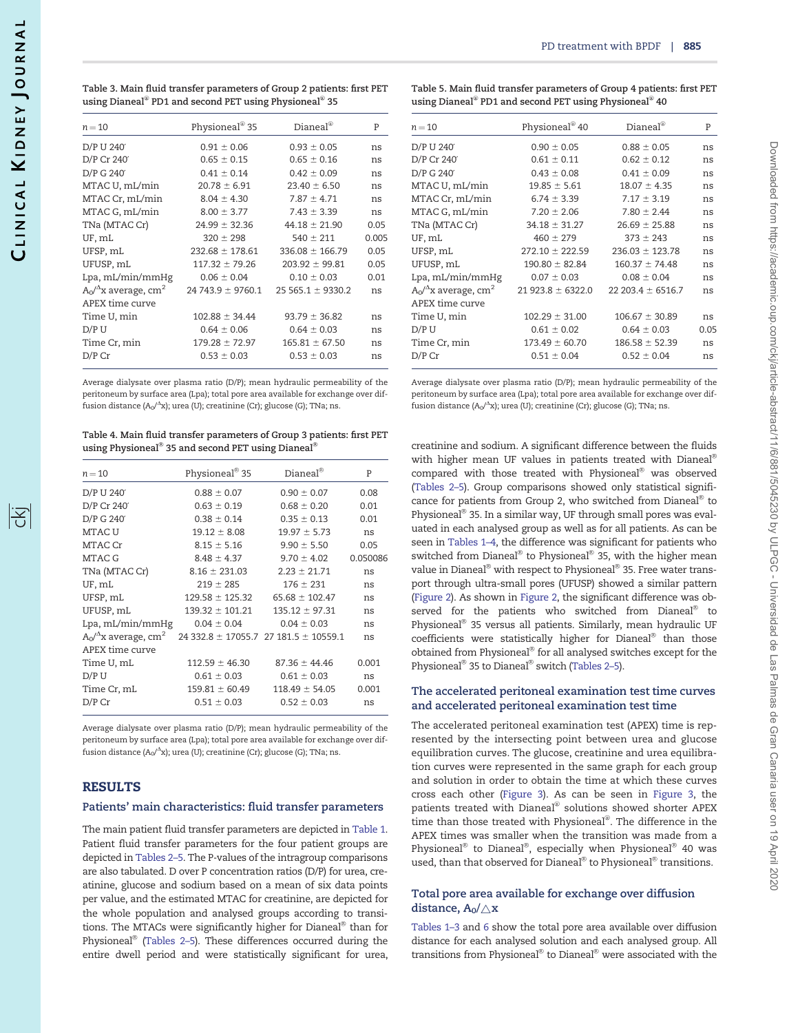**Table 3. Main fluid transfer parameters of Group 2 patients: first PET using Dianeal® PD1 and second PET using Physioneal® 35**

| $n = 10$ | Physioneal® 35 | Dianeal® | P |
|---|---|---|---|
| D/P U 240′ | 0.91 ± 0.06 | 0.93 ± 0.05 | ns |
| D/P Cr 240′ | 0.65 ± 0.15 | 0.65 ± 0.16 | ns |
| D/P G 240′ | 0.41 ± 0.14 | 0.42 ± 0.09 | ns |
| MTAC U, mL/min | 20.78 ± 6.91 | 23.40 ± 6.50 | ns |
| MTAC Cr, mL/min | 8.04 ± 4.30 | 7.87 ± 4.71 | ns |
| MTAC G, mL/min | 8.00 ± 3.77 | 7.43 ± 3.39 | ns |
| TNa (MTAC Cr) | 24.99 ± 32.36 | 44.18 ± 21.90 | 0.05 |
| UF, mL | 320 ± 298 | 540 ± 211 | 0.005 |
| UFSP, mL | 232.68 ± 178.61 | 336.08 ± 166.79 | 0.05 |
| UFUSP, mL | 117.32 ± 79.26 | 203.92 ± 99.81 | 0.05 |
| Lpa, mL/min/mmHg | 0.06 ± 0.04 | 0.10 ± 0.03 | 0.01 |
| $A_0/^{\Delta}x$ average, $cm^2$ | 24 743.9 ± 9760.1 | 25 565.1 ± 9330.2 | ns |
| APEX time curve | | | |
| Time U, min | 102.88 ± 34.44 | 93.79 ± 36.82 | ns |
| D/P U | 0.64 ± 0.06 | 0.64 ± 0.03 | ns |
| Time Cr, min | 179.28 ± 72.97 | 165.81 ± 67.50 | ns |
| D/P Cr | 0.53 ± 0.03 | 0.53 ± 0.03 | ns |

Average dialysate over plasma ratio (D/P); mean hydraulic permeability of the peritoneum by surface area (Lpa); total pore area available for exchange over diffusion distance ($A_0/^{\Delta}x$); urea (U); creatinine (Cr); glucose (G); TNa; ns.

**Table 4. Main fluid transfer parameters of Group 3 patients: first PET using Physioneal® 35 and second PET using Dianeal®**

| $n = 10$ | Physioneal® 35 | Dianeal® | P |
|---|---|---|---|
| D/P U 240′ | 0.88 ± 0.07 | 0.90 ± 0.07 | 0.08 |
| D/P Cr 240′ | 0.63 ± 0.19 | 0.68 ± 0.20 | 0.01 |
| D/P G 240′ | 0.38 ± 0.14 | 0.35 ± 0.13 | 0.01 |
| MTAC U | 19.12 ± 8.08 | 19.97 ± 5.73 | ns |
| MTAC Cr | 8.15 ± 5.16 | 9.90 ± 5.50 | 0.05 |
| MTAC G | 8.48 ± 4.37 | 9.70 ± 4.02 | 0.050086 |
| TNa (MTAC Cr) | 8.16 ± 231.03 | 2.23 ± 21.71 | ns |
| UF, mL | 219 ± 285 | 176 ± 231 | ns |
| UFSP, mL | 129.58 ± 125.32 | 65.68 ± 102.47 | ns |
| UFUSP, mL | 139.32 ± 101.21 | 135.12 ± 97.31 | ns |
| Lpa, mL/min/mmHg | 0.04 ± 0.04 | 0.04 ± 0.03 | ns |
| $A_0/^{\Delta}x$ average, $cm^2$ | 24 332.8 ± 17055.7 | 27 181.5 ± 10559.1 | ns |
| APEX time curve | | | |
| Time U, mL | 112.59 ± 46.30 | 87.36 ± 44.46 | 0.001 |
| D/P U | 0.61 ± 0.03 | 0.61 ± 0.03 | ns |
| Time Cr, mL | 159.81 ± 60.49 | 118.49 ± 54.05 | 0.001 |
| D/P Cr | 0.51 ± 0.03 | 0.52 ± 0.03 | ns |

Average dialysate over plasma ratio (D/P); mean hydraulic permeability of the peritoneum by surface area (Lpa); total pore area available for exchange over diffusion distance ($A_0/^{\Delta}x$); urea (U); creatinine (Cr); glucose (G); TNa; ns.

## RESULTS

### Patients' main characteristics: fluid transfer parameters

The main patient fluid transfer parameters are depicted in Table 1. Patient fluid transfer parameters for the four patient groups are depicted in Tables 2–5. The P-values of the intragroup comparisons are also tabulated. D over P concentration ratios (D/P) for urea, creatinine, glucose and sodium based on a mean of six data points per value, and the estimated MTAC for creatinine, are depicted for the whole population and analysed groups according to transitions. The MTACs were significantly higher for Dianeal® than for Physioneal® (Tables 2–5). These differences occurred during the entire dwell period and were statistically significant for urea, creatinine and sodium. A significant difference between the fluids with higher mean UF values in patients treated with Dianeal® compared with those treated with Physioneal® was observed (Tables 2–5). Group comparisons showed only statistical significance for patients from Group 2, who switched from Dianeal® to Physioneal® 35. In a similar way, UF through small pores was evaluated in each analysed group as well as for all patients. As can be seen in Tables 1–4, the difference was significant for patients who switched from Dianeal® to Physioneal® 35, with the higher mean value in Dianeal® with respect to Physioneal® 35. Free water transport through ultra-small pores (UFUSP) showed a similar pattern (Figure 2). As shown in Figure 2, the significant difference was observed for the patients who switched from Dianeal® to Physioneal® 35 versus all patients. Similarly, mean hydraulic UF coefficients were statistically higher for Dianeal® than those obtained from Physioneal® for all analysed switches except for the Physioneal® 35 to Dianeal® switch (Tables 2–5).

**Table 5. Main fluid transfer parameters of Group 4 patients: first PET using Dianeal® PD1 and second PET using Physioneal® 40**

| $n = 10$ | Physioneal® 40 | Dianeal® | P |
|---|---|---|---|
| D/P U 240′ | 0.90 ± 0.05 | 0.88 ± 0.05 | ns |
| D/P Cr 240′ | 0.61 ± 0.11 | 0.62 ± 0.12 | ns |
| D/P G 240′ | 0.43 ± 0.08 | 0.41 ± 0.09 | ns |
| MTAC U, mL/min | 19.85 ± 5.61 | 18.07 ± 4.35 | ns |
| MTAC Cr, mL/min | 6.74 ± 3.39 | 7.17 ± 3.19 | ns |
| MTAC G, mL/min | 7.20 ± 2.06 | 7.80 ± 2.44 | ns |
| TNa (MTAC Cr) | 34.18 ± 31.27 | 26.69 ± 25.88 | ns |
| UF, mL | 460 ± 279 | 373 ± 243 | ns |
| UFSP, mL | 272.10 ± 222.59 | 236.03 ± 123.78 | ns |
| UFUSP, mL | 190.80 ± 82.84 | 160.37 ± 74.48 | ns |
| Lpa, mL/min/mmHg | 0.07 ± 0.03 | 0.08 ± 0.04 | ns |
| $A_0/^{\Delta}x$ average, $cm^2$ | 21 923.8 ± 6322.0 | 22 203.4 ± 6516.7 | ns |
| APEX time curve | | | |
| Time U, min | 102.29 ± 31.00 | 106.67 ± 30.89 | ns |
| D/P U | 0.61 ± 0.02 | 0.64 ± 0.03 | 0.05 |
| Time Cr, min | 173.49 ± 60.70 | 186.58 ± 52.39 | ns |
| D/P Cr | 0.51 ± 0.04 | 0.52 ± 0.04 | ns |

Average dialysate over plasma ratio (D/P); mean hydraulic permeability of the peritoneum by surface area (Lpa); total pore area available for exchange over diffusion distance ($A_0/^{\Delta}x$); urea (U); creatinine (Cr); glucose (G); TNa; ns.

### The accelerated peritoneal examination test time curves and accelerated peritoneal examination test time

The accelerated peritoneal examination test (APEX) time is represented by the intersecting point between urea and glucose equilibration curves. The glucose, creatinine and urea equilibration curves were represented in the same graph for each group and solution in order to obtain the time at which these curves cross each other (Figure 3). As can be seen in Figure 3, the patients treated with Dianeal® solutions showed shorter APEX time than those treated with Physioneal®. The difference in the APEX times was smaller when the transition was made from a Physioneal® to Dianeal®, especially when Physioneal® 40 was used, than that observed for Dianeal® to Physioneal® transitions.

### Total pore area available for exchange over diffusion distance, $A_0/\triangle x$

Tables 1–3 and 6 show the total pore area available over diffusion distance for each analysed solution and each analysed group. All transitions from Physioneal® to Dianeal® were associated with the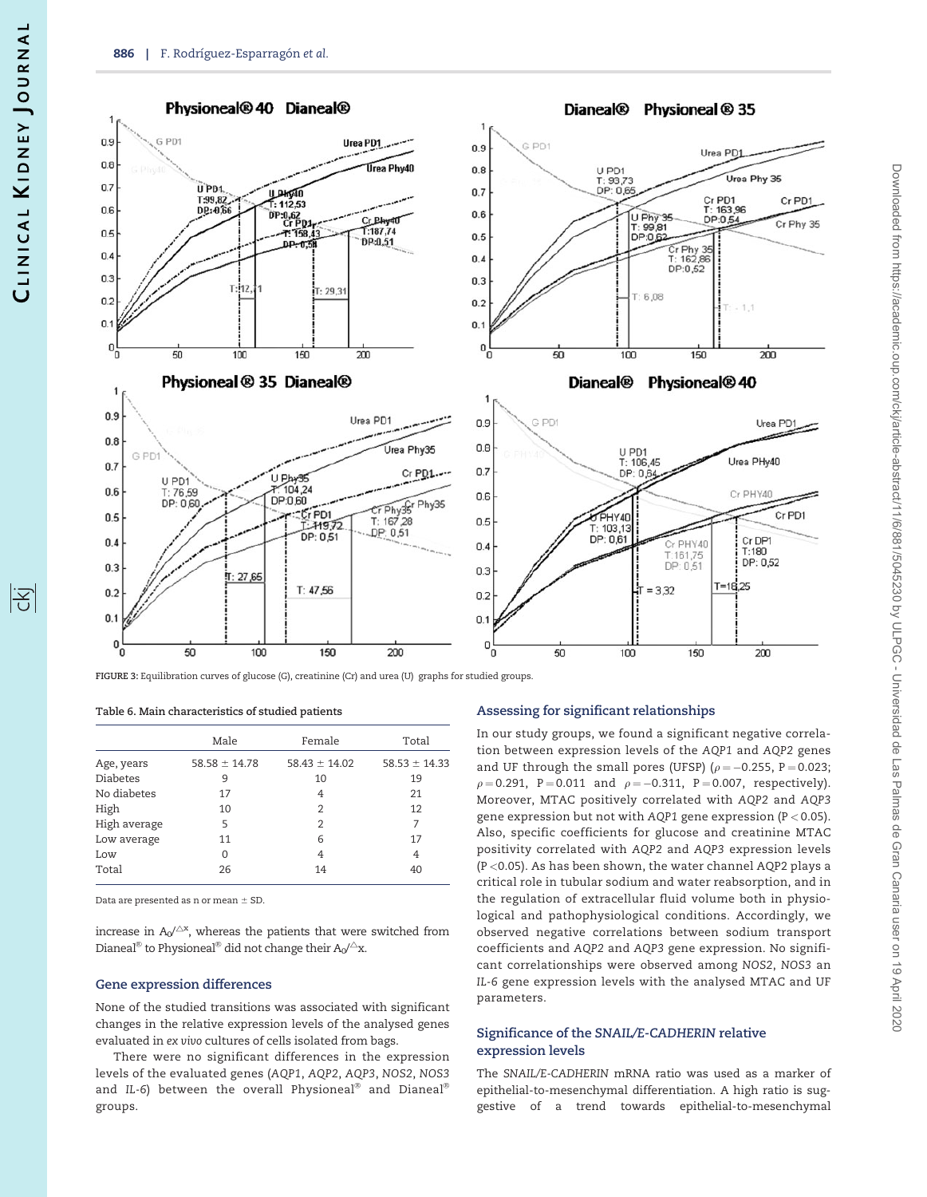FIGURE 3: Equilibration curves of glucose (G), creatinine (Cr) and urea (U) graphs for studied groups.

Table 6. Main characteristics of studied patients

| | Male | Female | Total |
|---|---|---|---|
| Age, years | 58.58 ± 14.78 | 58.43 ± 14.02 | 58.53 ± 14.33 |
| Diabetes | 9 | 10 | 19 |
| No diabetes | 17 | 4 | 21 |
| High | 10 | 2 | 12 |
| High average | 5 | 2 | 7 |
| Low average | 11 | 6 | 17 |
| Low | 0 | 4 | 4 |
| Total | 26 | 14 | 40 |

Data are presented as n or mean ± SD.

increase in $A_0/^{\triangle x}$, whereas the patients that were switched from Dianeal® to Physioneal® did not change their $A_0/^{\triangle}x$.

## Gene expression differences

None of the studied transitions was associated with significant changes in the relative expression levels of the analysed genes evaluated in *ex vivo* cultures of cells isolated from bags.

There were no significant differences in the expression levels of the evaluated genes (*AQP1*, *AQP2*, *AQP3*, *NOS2*, *NOS3* and *IL-6*) between the overall Physioneal® and Dianeal® groups.

## Assessing for significant relationships

In our study groups, we found a significant negative correlation between expression levels of the *AQP1* and *AQP2* genes and UF through the small pores (UFSP) ($\rho = -0.255$, $P = 0.023$; $\rho = 0.291$, $P = 0.011$ and $\rho = -0.311$, $P = 0.007$, respectively). Moreover, MTAC positively correlated with *AQP2* and *AQP3* gene expression but not with *AQP1* gene expression ($P < 0.05$). Also, specific coefficients for glucose and creatinine MTAC positivity correlated with *AQP2* and *AQP3* expression levels ($P < 0.05$). As has been shown, the water channel AQP2 plays a critical role in tubular sodium and water reabsorption, and in the regulation of extracellular fluid volume both in physiological and pathophysiological conditions. Accordingly, we observed negative correlations between sodium transport coefficients and *AQP2* and *AQP3* gene expression. No significant correlationships were observed among *NOS2*, *NOS3* an *IL-6* gene expression levels with the analysed MTAC and UF parameters.

## Significance of the *SNAIL/E-CADHERIN* relative expression levels

The *SNAIL/E-CADHERIN* mRNA ratio was used as a marker of epithelial-to-mesenchymal differentiation. A high ratio is suggestive of a trend towards epithelial-to-mesenchymal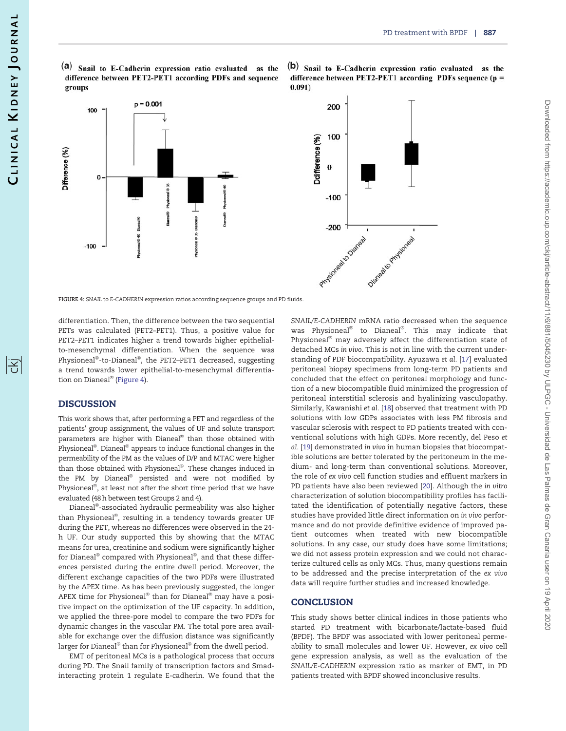differentiation. Then, the difference between the two sequential PETs was calculated (PET2–PET1). Thus, a positive value for PET2–PET1 indicates higher a trend towards higher epithelial-to-mesenchymal differentiation. When the sequence was Physioneal®-to-Dianeal®, the PET2–PET1 decreased, suggesting a trend towards lower epithelial-to-mesenchymal differentiation on Dianeal® (Figure 4).

FIGURE 4: *SNAIL* to *E-CADHERIN* expression ratios according sequence groups and PD fluids.

## DISCUSSION

This work shows that, after performing a PET and regardless of the patients' group assignment, the values of UF and solute transport parameters are higher with Dianeal® than those obtained with Physioneal®. Dianeal® appears to induce functional changes in the permeability of the PM as the values of D/P and MTAC were higher than those obtained with Physioneal®. These changes induced in the PM by Dianeal® persisted and were not modified by Physioneal®, at least not after the short time period that we have evaluated (48 h between test Groups 2 and 4).

Dianeal®-associated hydraulic permeability was also higher than Physioneal®, resulting in a tendency towards greater UF during the PET, whereas no differences were observed in the 24-h UF. Our study supported this by showing that the MTAC means for urea, creatinine and sodium were significantly higher for Dianeal® compared with Physioneal®, and that these differences persisted during the entire dwell period. Moreover, the different exchange capacities of the two PDFs were illustrated by the APEX time. As has been previously suggested, the longer APEX time for Physioneal® than for Dianeal® may have a positive impact on the optimization of the UF capacity. In addition, we applied the three-pore model to compare the two PDFs for dynamic changes in the vascular PM. The total pore area available for exchange over the diffusion distance was significantly larger for Dianeal® than for Physioneal® from the dwell period.

EMT of peritoneal MCs is a pathological process that occurs during PD. The Snail family of transcription factors and Smad-interacting protein 1 regulate E-cadherin. We found that the *SNAIL/E-CADHERIN* mRNA ratio decreased when the sequence was Physioneal® to Dianeal®. This may indicate that Physioneal® may adversely affect the differentiation state of detached MCs *in vivo*. This is not in line with the current understanding of PDF biocompatibility. Ayuzawa *et al.* [17] evaluated peritoneal biopsy specimens from long-term PD patients and concluded that the effect on peritoneal morphology and function of a new biocompatible fluid minimized the progression of peritoneal interstitial sclerosis and hyalinizing vasculopathy. Similarly, Kawanishi *et al.* [18] observed that treatment with PD solutions with low GDPs associates with less PM fibrosis and vascular sclerosis with respect to PD patients treated with conventional solutions with high GDPs. More recently, del Peso *et al.* [19] demonstrated *in vivo* in human biopsies that biocompatible solutions are better tolerated by the peritoneum in the medium- and long-term than conventional solutions. Moreover, the role of *ex vivo* cell function studies and effluent markers in PD patients have also been reviewed [20]. Although the *in vitro* characterization of solution biocompatibility profiles has facilitated the identification of potentially negative factors, these studies have provided little direct information on *in vivo* performance and do not provide definitive evidence of improved patient outcomes when treated with new biocompatible solutions. In any case, our study does have some limitations; we did not assess protein expression and we could not characterize cultured cells as only MCs. Thus, many questions remain to be addressed and the precise interpretation of the *ex vivo* data will require further studies and increased knowledge.

## CONCLUSION

This study shows better clinical indices in those patients who started PD treatment with bicarbonate/lactate-based fluid (BPDF). The BPDF was associated with lower peritoneal permeability to small molecules and lower UF. However, *ex vivo* cell gene expression analysis, as well as the evaluation of the *SNAIL/E-CADHERIN* expression ratio as marker of EMT, in PD patients treated with BPDF showed inconclusive results.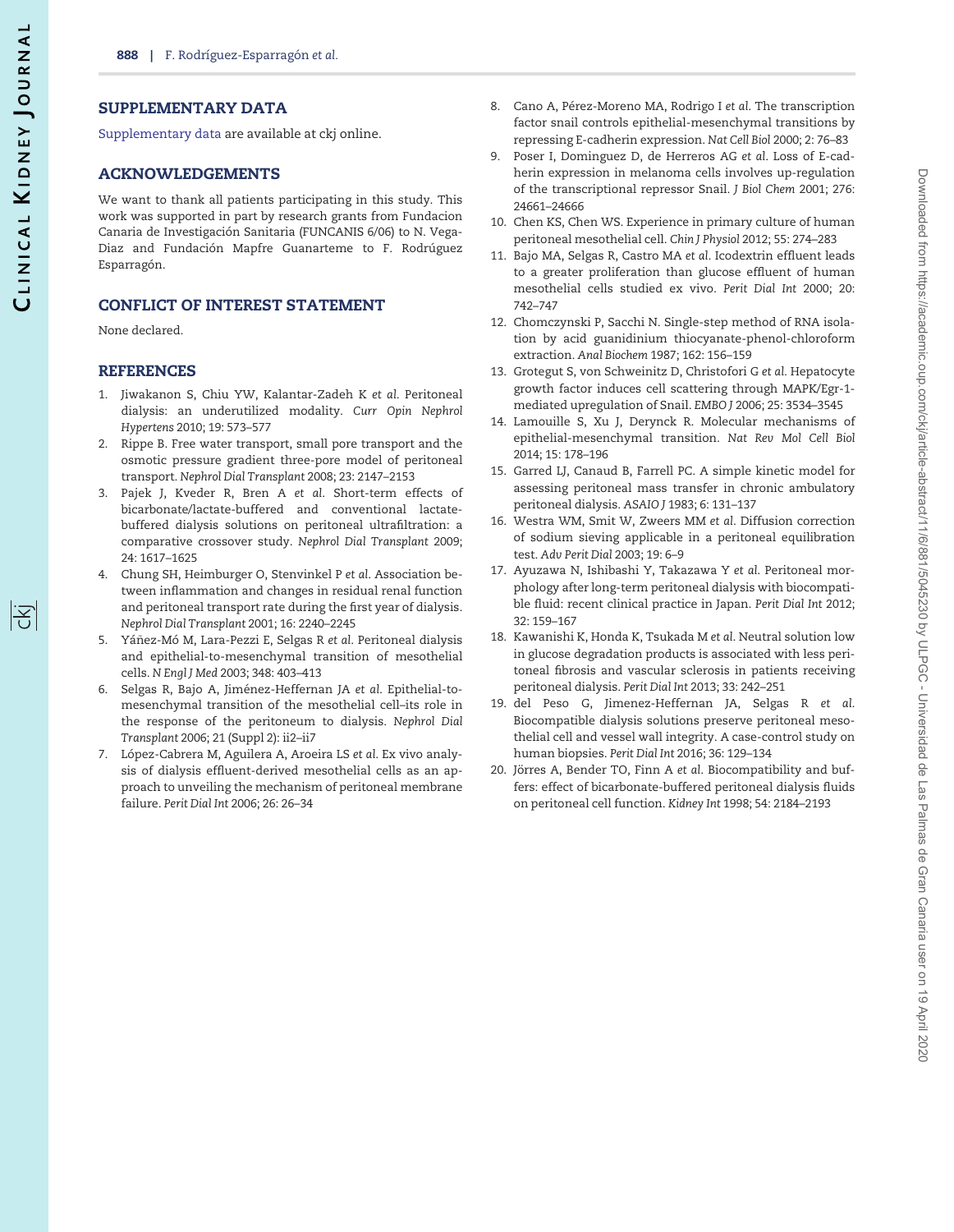## SUPPLEMENTARY DATA

Supplementary data are available at ckj online.

## ACKNOWLEDGEMENTS

We want to thank all patients participating in this study. This work was supported in part by research grants from Fundacion Canaria de Investigación Sanitaria (FUNCANIS 6/06) to N. Vega-Diaz and Fundación Mapfre Guanarteme to F. Rodrúguez Esparragón.

## CONFLICT OF INTEREST STATEMENT

None declared.

## REFERENCES

1. Jiwakanon S, Chiu YW, Kalantar-Zadeh K *et al.* Peritoneal dialysis: an underutilized modality. *Curr Opin Nephrol Hypertens* 2010; 19: 573–577
2. Rippe B. Free water transport, small pore transport and the osmotic pressure gradient three-pore model of peritoneal transport. *Nephrol Dial Transplant* 2008; 23: 2147–2153
3. Pajek J, Kveder R, Bren A *et al.* Short-term effects of bicarbonate/lactate-buffered and conventional lactate-buffered dialysis solutions on peritoneal ultrafiltration: a comparative crossover study. *Nephrol Dial Transplant* 2009; 24: 1617–1625
4. Chung SH, Heimburger O, Stenvinkel P *et al.* Association between inflammation and changes in residual renal function and peritoneal transport rate during the first year of dialysis. *Nephrol Dial Transplant* 2001; 16: 2240–2245
5. Yáñez-Mó M, Lara-Pezzi E, Selgas R *et al.* Peritoneal dialysis and epithelial-to-mesenchymal transition of mesothelial cells. *N Engl J Med* 2003; 348: 403–413
6. Selgas R, Bajo A, Jiménez-Heffernan JA *et al.* Epithelial-to-mesenchymal transition of the mesothelial cell–its role in the response of the peritoneum to dialysis. *Nephrol Dial Transplant* 2006; 21 (Suppl 2): ii2–ii7
7. López-Cabrera M, Aguilera A, Aroeira LS *et al.* Ex vivo analysis of dialysis effluent-derived mesothelial cells as an approach to unveiling the mechanism of peritoneal membrane failure. *Perit Dial Int* 2006; 26: 26–34
8. Cano A, Pérez-Moreno MA, Rodrigo I *et al.* The transcription factor snail controls epithelial-mesenchymal transitions by repressing E-cadherin expression. *Nat Cell Biol* 2000; 2: 76–83
9. Poser I, Dominguez D, de Herreros AG *et al.* Loss of E-cadherin expression in melanoma cells involves up-regulation of the transcriptional repressor Snail. *J Biol Chem* 2001; 276: 24661–24666
10. Chen KS, Chen WS. Experience in primary culture of human peritoneal mesothelial cell. *Chin J Physiol* 2012; 55: 274–283
11. Bajo MA, Selgas R, Castro MA *et al.* Icodextrin effluent leads to a greater proliferation than glucose effluent of human mesothelial cells studied ex vivo. *Perit Dial Int* 2000; 20: 742–747
12. Chomczynski P, Sacchi N. Single-step method of RNA isolation by acid guanidinium thiocyanate-phenol-chloroform extraction. *Anal Biochem* 1987; 162: 156–159
13. Grotegut S, von Schweinitz D, Christofori G *et al.* Hepatocyte growth factor induces cell scattering through MAPK/Egr-1-mediated upregulation of Snail. *EMBO J* 2006; 25: 3534–3545
14. Lamouille S, Xu J, Derynck R. Molecular mechanisms of epithelial-mesenchymal transition. *Nat Rev Mol Cell Biol* 2014; 15: 178–196
15. Garred LJ, Canaud B, Farrell PC. A simple kinetic model for assessing peritoneal mass transfer in chronic ambulatory peritoneal dialysis. *ASAIO J* 1983; 6: 131–137
16. Westra WM, Smit W, Zweers MM *et al.* Diffusion correction of sodium sieving applicable in a peritoneal equilibration test. *Adv Perit Dial* 2003; 19: 6–9
17. Ayuzawa N, Ishibashi Y, Takazawa Y *et al.* Peritoneal morphology after long-term peritoneal dialysis with biocompatible fluid: recent clinical practice in Japan. *Perit Dial Int* 2012; 32: 159–167
18. Kawanishi K, Honda K, Tsukada M *et al.* Neutral solution low in glucose degradation products is associated with less peritoneal fibrosis and vascular sclerosis in patients receiving peritoneal dialysis. *Perit Dial Int* 2013; 33: 242–251
19. del Peso G, Jimenez-Heffernan JA, Selgas R *et al.* Biocompatible dialysis solutions preserve peritoneal mesothelial cell and vessel wall integrity. A case-control study on human biopsies. *Perit Dial Int* 2016; 36: 129–134
20. Jörres A, Bender TO, Finn A *et al.* Biocompatibility and buffers: effect of bicarbonate-buffered peritoneal dialysis fluids on peritoneal cell function. *Kidney Int* 1998; 54: 2184–2193